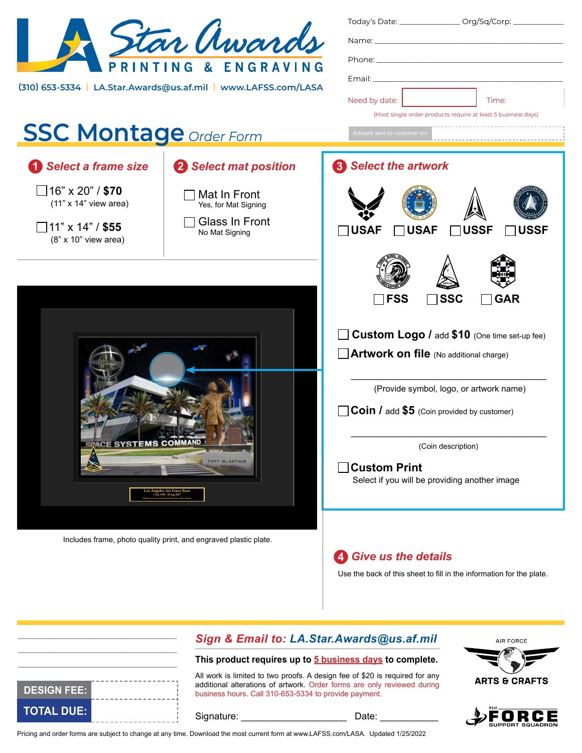# LA Star Awards

PRINTING & ENGRAVING

(310) 653-5334 | LA.Star.Awards@us.af.mil | www.LAFSS.com/LASA

Today's Date: _______________ Org/Sq/Corp: ____________

Name: ____________________________________________

Phone: ___________________________________________

Email: ____________________________________________

Need by date: ______________ Time: ______

(Most single order products require at least 5 business days)

Artwork sent to customer on: ______________

## SSC Montage *Order Form*

### 1 Select a frame size

- ☐ 16" x 20" / **$70** (11" x 14" view area)
- ☐ 11" x 14" / **$55** (8" x 10" view area)

### 2 Select mat position

- ☐ Mat In Front — Yes, for Mat Signing
- ☐ Glass In Front — No Mat Signing

### 3 Select the artwork

☐ **USAF** ☐ **USAF** ☐ **USSF** ☐ **USSF**

☐ **FSS** ☐ **SSC** ☐ **GAR**

☐ **Custom Logo /** add **$10** (One time set-up fee)

☐ **Artwork on file** (No additional charge)

________________________________________

(Provide symbol, logo, or artwork name)

☐ **Coin /** add **$5** (Coin provided by customer)

________________________________________

(Coin description)

☐ **Custom Print**
Select if you will be providing another image

Includes frame, photo quality print, and engraved plastic plate.

### 4 Give us the details

Use the back of this sheet to fill in the information for the plate.

---

## Sign & Email to: LA.Star.Awards@us.af.mil

**This product requires up to 5 business days to complete.**

All work is limited to two proofs. A design fee of $20 is required for any additional alterations of artwork. Order forms are only reviewed during business hours. Call 310-653-5334 to provide payment.

Signature: ____________________ Date: ___________

**DESIGN FEE:** __________

**TOTAL DUE:** __________

AIR FORCE ARTS & CRAFTS

61st FORCE SUPPORT SQUADRON

Pricing and order forms are subject to change at any time. Download the most current form at www.LAFSS.com/LASA. Updated 1/25/2022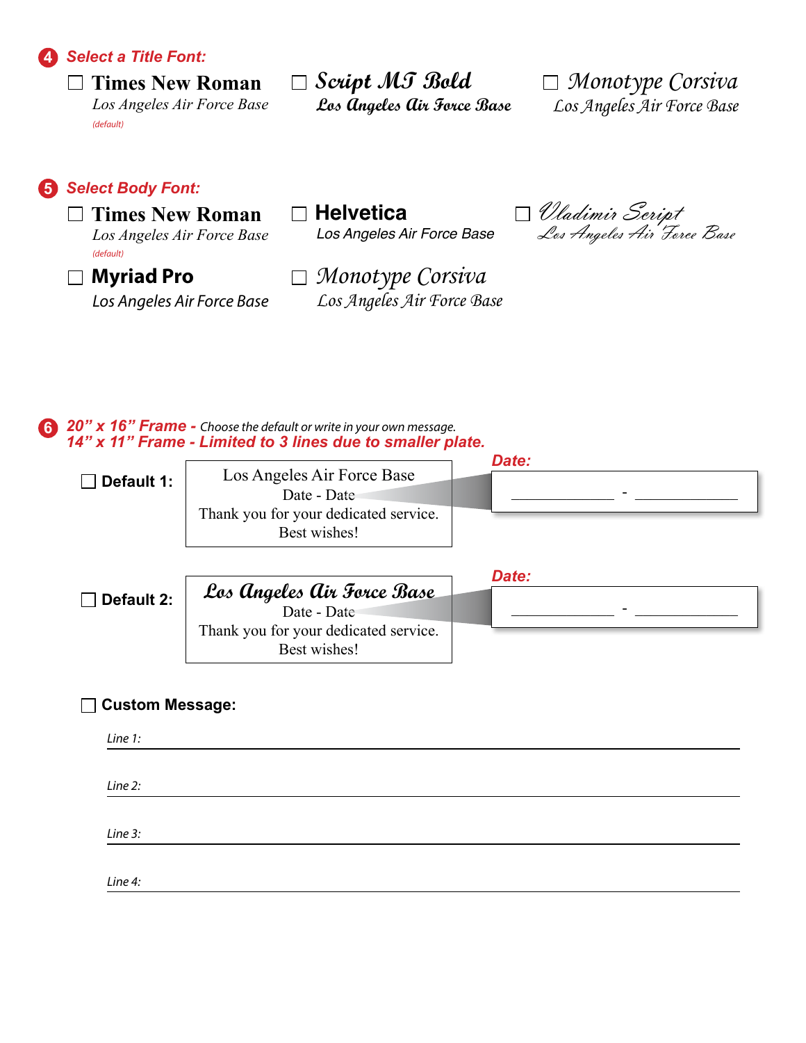## 4 Select a Title Font:

- ☐ **Times New Roman** — *Los Angeles Air Force Base* *(default)*
- ☐ **Script MT Bold** — *Los Angeles Air Force Base*
- ☐ *Monotype Corsiva* — *Los Angeles Air Force Base*

## 5 Select Body Font:

- ☐ **Times New Roman** — *Los Angeles Air Force Base* *(default)*
- ☐ **Helvetica** — *Los Angeles Air Force Base*
- ☐ *Vladimir Script* — *Los Angeles Air Force Base*
- ☐ **Myriad Pro** — *Los Angeles Air Force Base*
- ☐ *Monotype Corsiva* — *Los Angeles Air Force Base*

## 6 20” x 16” Frame - *Choose the default or write in your own message.*

### 14” x 11” Frame - Limited to 3 lines due to smaller plate.

☐ **Default 1:**

Los Angeles Air Force Base
Date - Date
Thank you for your dedicated service.
Best wishes!

**Date:** ______________ - ______________

☐ **Default 2:**

Los Angeles Air Force Base
Date - Date
Thank you for your dedicated service.
Best wishes!

**Date:** ______________ - ______________

☐ **Custom Message:**

*Line 1:* ________________________________________

*Line 2:* ________________________________________

*Line 3:* ________________________________________

*Line 4:* ________________________________________